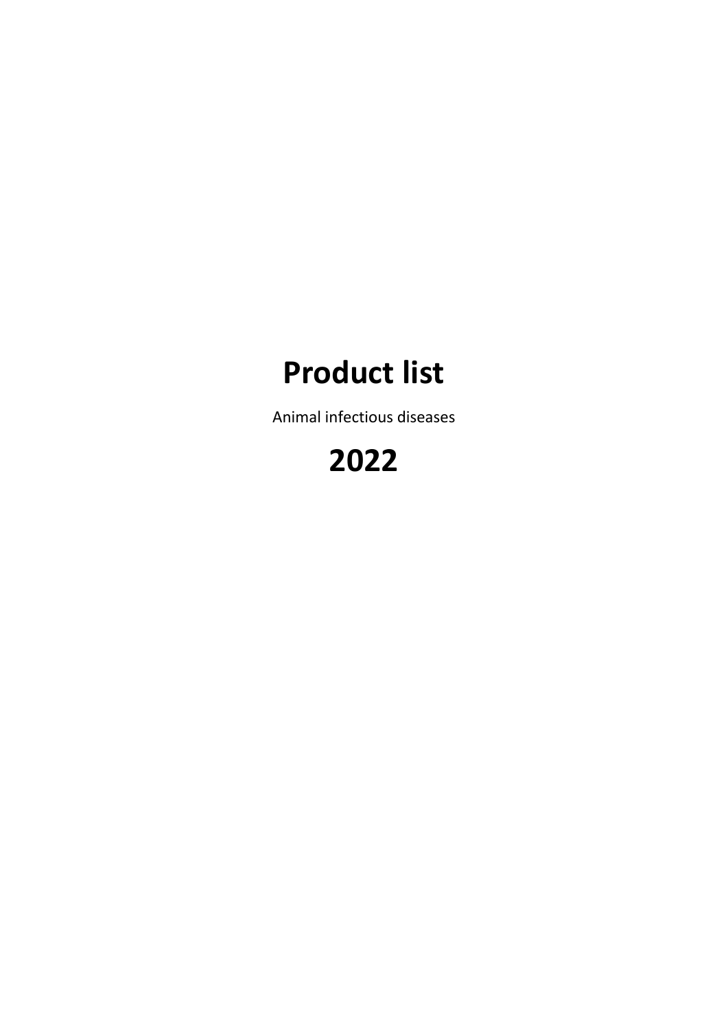# Product list

Animal infectious diseases

# 2022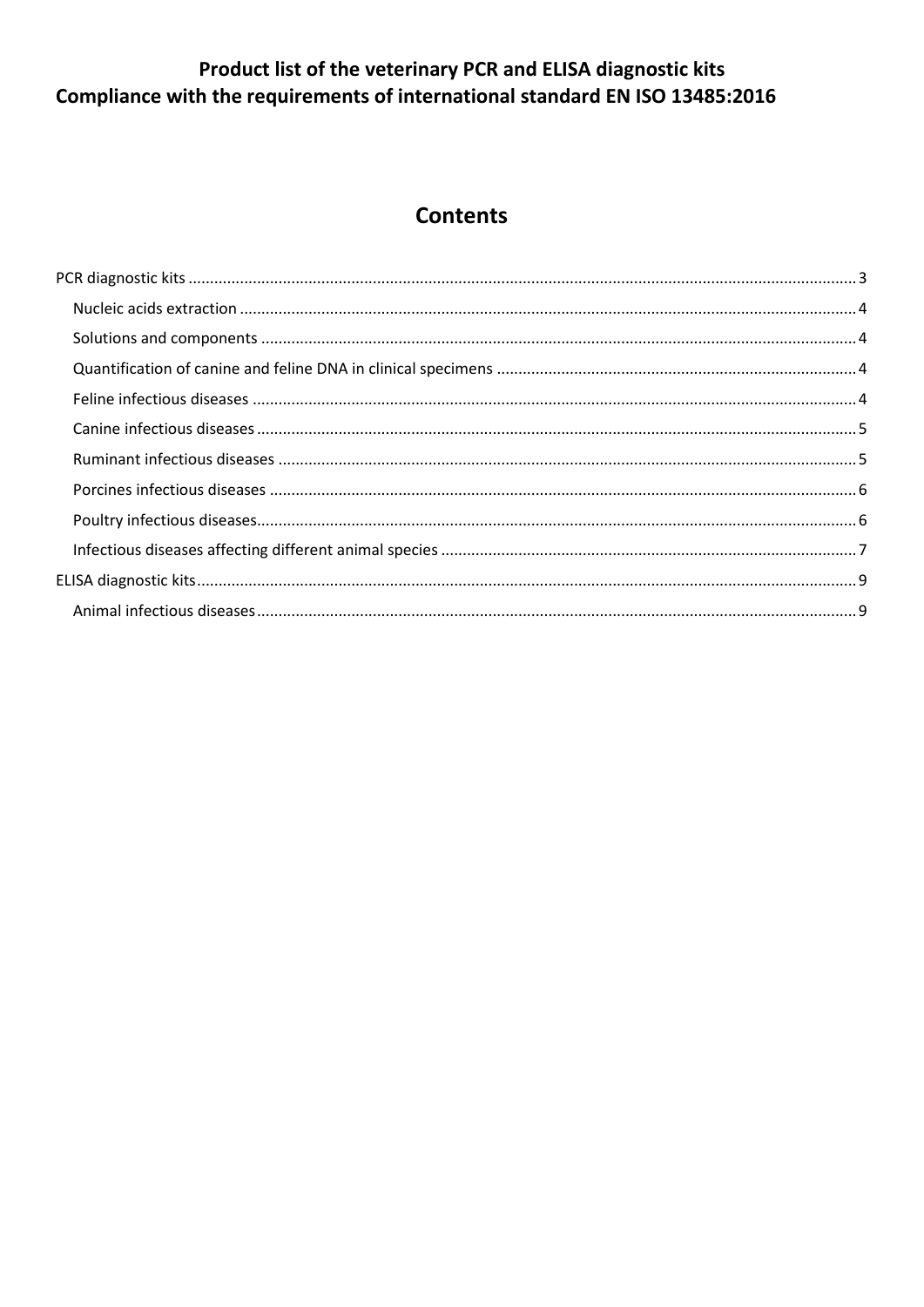# Product list of the veterinary PCR and ELISA diagnostic kits
# Compliance with the requirements of international standard EN ISO 13485:2016

## Contents

PCR diagnostic kits ..... 3

- Nucleic acids extraction ..... 4
- Solutions and components ..... 4
- Quantification of canine and feline DNA in clinical specimens ..... 4
- Feline infectious diseases ..... 4
- Canine infectious diseases ..... 5
- Ruminant infectious diseases ..... 5
- Porcines infectious diseases ..... 6
- Poultry infectious diseases ..... 6
- Infectious diseases affecting different animal species ..... 7

ELISA diagnostic kits ..... 9

- Animal infectious diseases ..... 9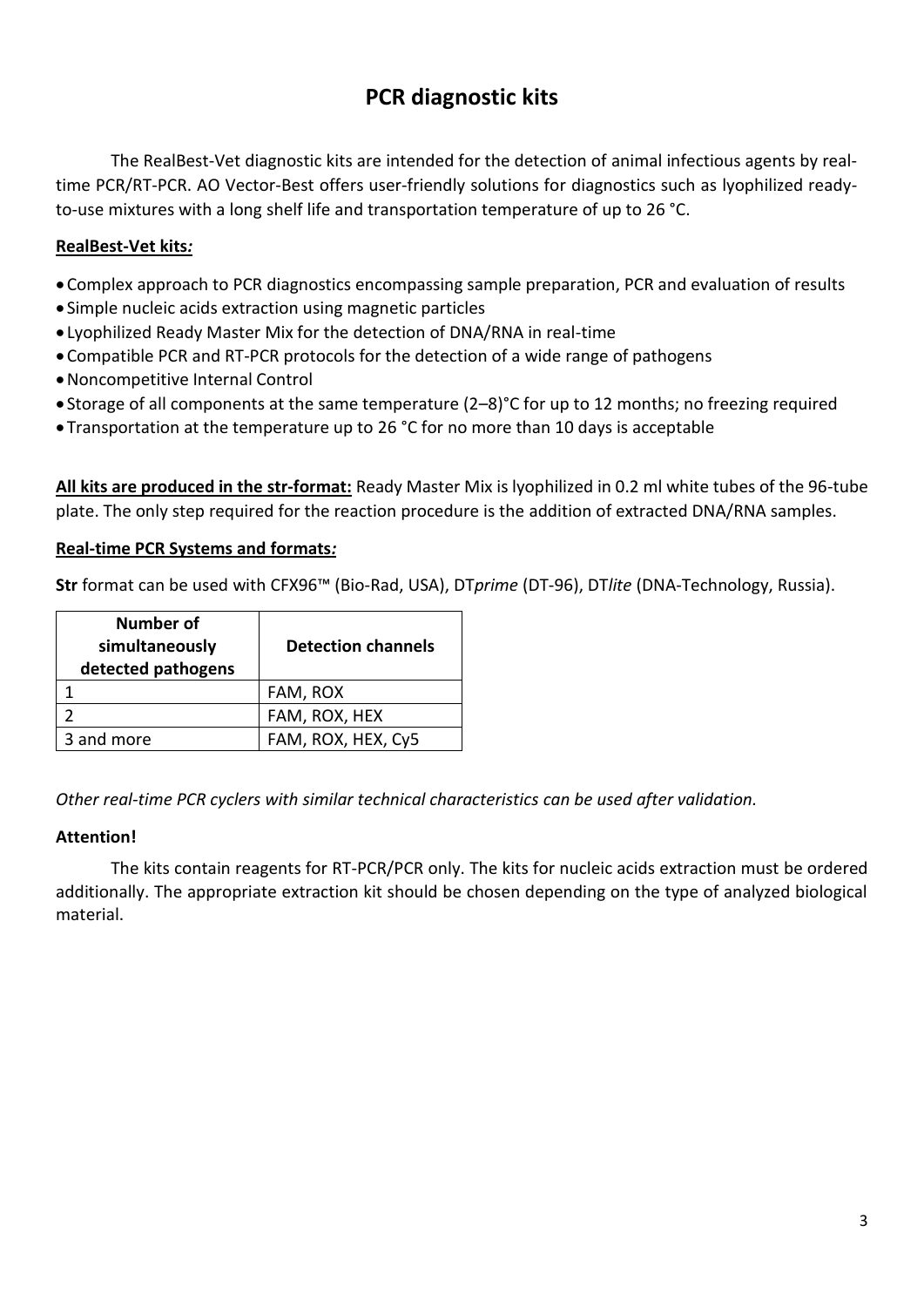# PCR diagnostic kits

The RealBest-Vet diagnostic kits are intended for the detection of animal infectious agents by real-time PCR/RT-PCR. AO Vector-Best offers user-friendly solutions for diagnostics such as lyophilized ready-to-use mixtures with a long shelf life and transportation temperature of up to 26 °C.

**RealBest-Vet kits*:***

- Complex approach to PCR diagnostics encompassing sample preparation, PCR and evaluation of results
- Simple nucleic acids extraction using magnetic particles
- Lyophilized Ready Master Mix for the detection of DNA/RNA in real-time
- Compatible PCR and RT-PCR protocols for the detection of a wide range of pathogens
- Noncompetitive Internal Control
- Storage of all components at the same temperature (2–8)°C for up to 12 months; no freezing required
- Transportation at the temperature up to 26 °C for no more than 10 days is acceptable

**All kits are produced in the str-format:** Ready Master Mix is lyophilized in 0.2 ml white tubes of the 96-tube plate. The only step required for the reaction procedure is the addition of extracted DNA/RNA samples.

**Real-time PCR Systems and formats*:***

**Str** format can be used with CFX96™ (Bio-Rad, USA), DT*prime* (DT-96), DT*lite* (DNA-Technology, Russia).

| Number of simultaneously detected pathogens | Detection channels |
|---|---|
| 1 | FAM, ROX |
| 2 | FAM, ROX, HEX |
| 3 and more | FAM, ROX, HEX, Cy5 |

*Other real-time PCR cyclers with similar technical characteristics can be used after validation.*

**Attention!**

The kits contain reagents for RT-PCR/PCR only. The kits for nucleic acids extraction must be ordered additionally. The appropriate extraction kit should be chosen depending on the type of analyzed biological material.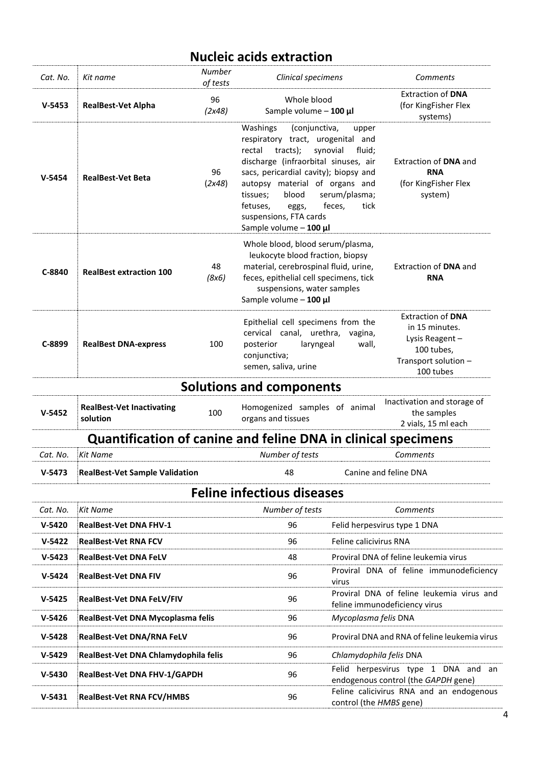## Nucleic acids extraction

| *Cat. No.* | *Kit name* | *Number of tests* | *Clinical specimens* | *Comments* |
|---|---|---|---|---|
| **V-5453** | **RealBest-Vet Alpha** | 96 *(2x48)* | Whole blood<br>Sample volume – **100 µl** | Extraction of **DNA** (for KingFisher Flex systems) |
| **V-5454** | **RealBest-Vet Beta** | 96 (*2x48*) | Washings (conjunctiva, upper respiratory tract, urogenital and rectal tracts); synovial fluid; discharge (infraorbital sinuses, air sacs, pericardial cavity); biopsy and autopsy material of organs and tissues; blood serum/plasma; fetuses, eggs, feces, tick suspensions, FTA cards<br>Sample volume – **100 µl** | Extraction of **DNA** and **RNA** (for KingFisher Flex system) |
| **C-8840** | **RealBest extraction 100** | 48 *(8x6)* | Whole blood, blood serum/plasma, leukocyte blood fraction, biopsy material, cerebrospinal fluid, urine, feces, epithelial cell specimens, tick suspensions, water samples<br>Sample volume – **100 µl** | Extraction of **DNA** and **RNA** |
| **C-8899** | **RealBest DNA-express** | 100 | Epithelial cell specimens from the cervical canal, urethra, vagina, posterior laryngeal wall, conjunctiva;<br>semen, saliva, urine | Extraction of **DNA** in 15 minutes.<br>Lysis Reagent – 100 tubes,<br>Transport solution – 100 tubes |

## Solutions and components

| | | | | |
|---|---|---|---|---|
| **V-5452** | **RealBest-Vet Inactivating solution** | 100 | Homogenized samples of animal organs and tissues | Inactivation and storage of the samples<br>2 vials, 15 ml each |

## Quantification of canine and feline DNA in clinical specimens

| *Cat. No.* | *Kit Name* | *Number of tests* | *Comments* |
|---|---|---|---|
| **V-5473** | **RealBest-Vet Sample Validation** | 48 | Canine and feline DNA |

## Feline infectious diseases

| *Cat. No.* | *Kit Name* | *Number of tests* | *Comments* |
|---|---|---|---|
| **V-5420** | **RealBest-Vet DNA FHV-1** | 96 | Felid herpesvirus type 1 DNA |
| **V-5422** | **RealBest-Vet RNA FCV** | 96 | Feline calicivirus RNA |
| **V-5423** | **RealBest-Vet DNA FeLV** | 48 | Proviral DNA of feline leukemia virus |
| **V-5424** | **RealBest-Vet DNA FIV** | 96 | Proviral DNA of feline immunodeficiency virus |
| **V-5425** | **RealBest-Vet DNA FeLV/FIV** | 96 | Proviral DNA of feline leukemia virus and feline immunodeficiency virus |
| **V-5426** | **RealBest-Vet DNA Mycoplasma felis** | 96 | *Mycoplasma felis* DNA |
| **V-5428** | **RealBest-Vet DNA/RNA FeLV** | 96 | Proviral DNA and RNA of feline leukemia virus |
| **V-5429** | **RealBest-Vet DNA Chlamydophila felis** | 96 | *Chlamydophila felis* DNA |
| **V-5430** | **RealBest-Vet DNA FHV-1/GAPDH** | 96 | Felid herpesvirus type 1 DNA and an endogenous control (the *GAPDH* gene) |
| **V-5431** | **RealBest-Vet RNA FCV/HMBS** | 96 | Feline calicivirus RNA and an endogenous control (the *HMBS* gene) |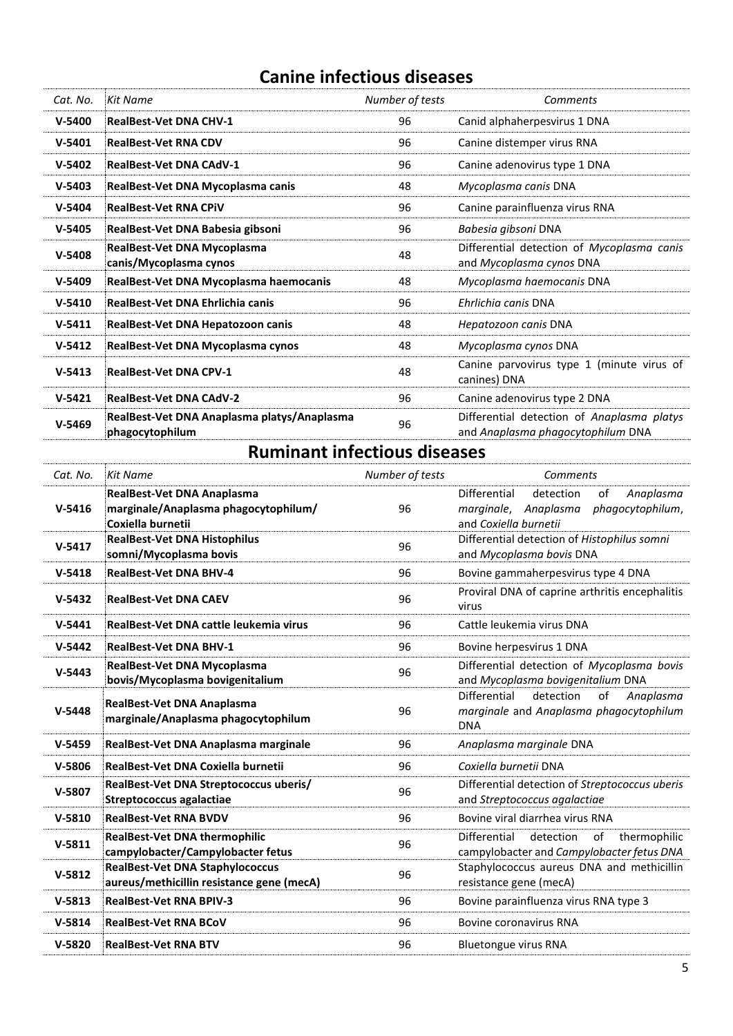## Canine infectious diseases

| *Cat. No.* | *Kit Name* | *Number of tests* | *Comments* |
|---|---|---|---|
| **V-5400** | **RealBest-Vet DNA CHV-1** | 96 | Canid alphaherpesvirus 1 DNA |
| **V-5401** | **RealBest-Vet RNA CDV** | 96 | Canine distemper virus RNA |
| **V-5402** | **RealBest-Vet DNA CAdV-1** | 96 | Canine adenovirus type 1 DNA |
| **V-5403** | **RealBest-Vet DNA Mycoplasma canis** | 48 | *Mycoplasma canis* DNA |
| **V-5404** | **RealBest-Vet RNA CPiV** | 96 | Canine parainfluenza virus RNA |
| **V-5405** | **RealBest-Vet DNA Babesia gibsoni** | 96 | *Babesia gibsoni* DNA |
| **V-5408** | **RealBest-Vet DNA Mycoplasma canis/Mycoplasma cynos** | 48 | Differential detection of *Mycoplasma canis* and *Mycoplasma cynos* DNA |
| **V-5409** | **RealBest-Vet DNA Mycoplasma haemocanis** | 48 | *Mycoplasma haemocanis* DNA |
| **V-5410** | **RealBest-Vet DNA Ehrlichia canis** | 96 | *Ehrlichia canis* DNA |
| **V-5411** | **RealBest-Vet DNA Hepatozoon canis** | 48 | *Hepatozoon canis* DNA |
| **V-5412** | **RealBest-Vet DNA Mycoplasma cynos** | 48 | *Mycoplasma cynos* DNA |
| **V-5413** | **RealBest-Vet DNA CPV-1** | 48 | Canine parvovirus type 1 (minute virus of canines) DNA |
| **V-5421** | **RealBest-Vet DNA CAdV-2** | 96 | Canine adenovirus type 2 DNA |
| **V-5469** | **RealBest-Vet DNA Anaplasma platys/Anaplasma phagocytophilum** | 96 | Differential detection of *Anaplasma platys* and *Anaplasma phagocytophilum* DNA |

## Ruminant infectious diseases

| *Cat. No.* | *Kit Name* | *Number of tests* | *Comments* |
|---|---|---|---|
| **V-5416** | **RealBest-Vet DNA Anaplasma marginale/Anaplasma phagocytophilum/ Coxiella burnetii** | 96 | Differential detection of *Anaplasma marginale*, *Anaplasma phagocytophilum*, and *Coxiella burnetii* |
| **V-5417** | **RealBest-Vet DNA Histophilus somni/Mycoplasma bovis** | 96 | Differential detection of *Histophilus somni* and *Mycoplasma bovis* DNA |
| **V-5418** | **RealBest-Vet DNA BHV-4** | 96 | Bovine gammaherpesvirus type 4 DNA |
| **V-5432** | **RealBest-Vet DNA CAEV** | 96 | Proviral DNA of caprine arthritis encephalitis virus |
| **V-5441** | **RealBest-Vet DNA cattle leukemia virus** | 96 | Cattle leukemia virus DNA |
| **V-5442** | **RealBest-Vet DNA BHV-1** | 96 | Bovine herpesvirus 1 DNA |
| **V-5443** | **RealBest-Vet DNA Mycoplasma bovis/Mycoplasma bovigenitalium** | 96 | Differential detection of *Mycoplasma bovis* and *Mycoplasma bovigenitalium* DNA |
| **V-5448** | **RealBest-Vet DNA Anaplasma marginale/Anaplasma phagocytophilum** | 96 | Differential detection of *Anaplasma marginale* and *Anaplasma phagocytophilum* DNA |
| **V-5459** | **RealBest-Vet DNA Anaplasma marginale** | 96 | *Anaplasma marginale* DNA |
| **V-5806** | **RealBest-Vet DNA Coxiella burnetii** | 96 | *Coxiella burnetii* DNA |
| **V-5807** | **RealBest-Vet DNA Streptococcus uberis/ Streptococcus agalactiae** | 96 | Differential detection of *Streptococcus uberis* and *Streptococcus agalactiae* |
| **V-5810** | **RealBest-Vet RNA BVDV** | 96 | Bovine viral diarrhea virus RNA |
| **V-5811** | **RealBest-Vet DNA thermophilic campylobacter/Campylobacter fetus** | 96 | Differential detection of thermophilic campylobacter and *Campylobacter fetus DNA* |
| **V-5812** | **RealBest-Vet DNA Staphylococcus aureus/methicillin resistance gene (mecA)** | 96 | Staphylococcus aureus DNA and methicillin resistance gene (mecA) |
| **V-5813** | **RealBest-Vet RNA BPIV-3** | 96 | Bovine parainfluenza virus RNA type 3 |
| **V-5814** | **RealBest-Vet RNA BCoV** | 96 | Bovine coronavirus RNA |
| **V-5820** | **RealBest-Vet RNA BTV** | 96 | Bluetongue virus RNA |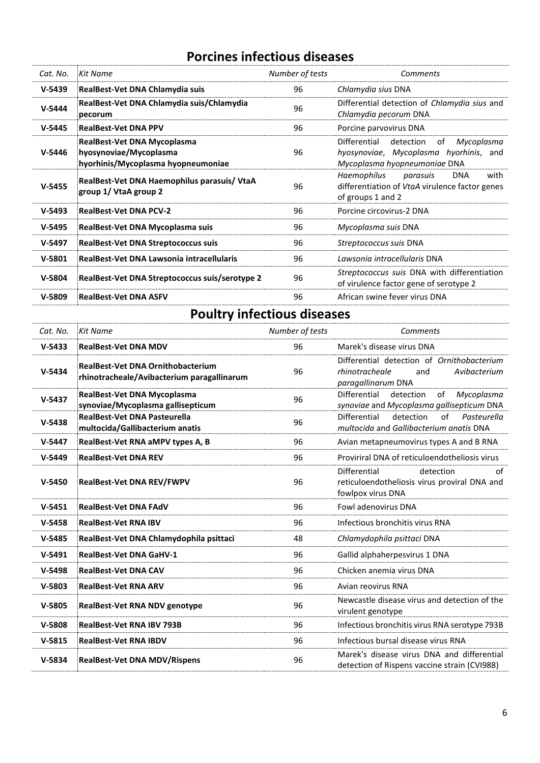## Porcines infectious diseases

| *Cat. No.* | *Kit Name* | *Number of tests* | *Comments* |
|---|---|---|---|
| **V-5439** | **RealBest-Vet DNA Chlamydia suis** | 96 | *Chlamydia sius* DNA |
| **V-5444** | **RealBest-Vet DNA Chlamydia suis/Chlamydia pecorum** | 96 | Differential detection of *Chlamydia sius* and *Chlamydia pecorum* DNA |
| **V-5445** | **RealBest-Vet DNA PPV** | 96 | Porcine parvovirus DNA |
| **V-5446** | **RealBest-Vet DNA Mycoplasma hyosynoviae/Mycoplasma hyorhinis/Mycoplasma hyopneumoniae** | 96 | Differential detection of *Mycoplasma hyosynoviae*, *Mycoplasma hyorhinis*, and *Mycoplasma hyopneumoniae* DNA |
| **V-5455** | **RealBest-Vet DNA Haemophilus parasuis/ VtaA group 1/ VtaA group 2** | 96 | *Haemophilus parasuis* DNA with differentiation of *VtaA* virulence factor genes of groups 1 and 2 |
| **V-5493** | **RealBest-Vet DNA PCV-2** | 96 | Porcine circovirus-2 DNA |
| **V-5495** | **RealBest-Vet DNA Mycoplasma suis** | 96 | *Mycoplasma suis* DNA |
| **V-5497** | **RealBest-Vet DNA Streptococcus suis** | 96 | *Streptococcus suis* DNA |
| **V-5801** | **RealBest-Vet DNA Lawsonia intracellularis** | 96 | *Lawsonia intracellularis* DNA |
| **V-5804** | **RealBest-Vet DNA Streptococcus suis/serotype 2** | 96 | *Streptococcus suis* DNA with differentiation of virulence factor gene of serotype 2 |
| **V-5809** | **RealBest-Vet DNA ASFV** | 96 | African swine fever virus DNA |

## Poultry infectious diseases

| *Cat. No.* | *Kit Name* | *Number of tests* | *Comments* |
|---|---|---|---|
| **V-5433** | **RealBest-Vet DNA MDV** | 96 | Marek's disease virus DNA |
| **V-5434** | **RealBest-Vet DNA Ornithobacterium rhinotracheale/Avibacterium paragallinarum** | 96 | Differential detection of *Ornithobacterium rhinotracheale* and *Avibacterium paragallinarum* DNA |
| **V-5437** | **RealBest-Vet DNA Mycoplasma synoviae/Mycoplasma gallisepticum** | 96 | Differential detection of *Mycoplasma synoviae* and *Mycoplasma gallisepticum* DNA |
| **V-5438** | **RealBest-Vet DNA Pasteurella multocida/Gallibacterium anatis** | 96 | Differential detection of *Pasteurella multocida* and *Gallibacterium anatis* DNA |
| **V-5447** | **RealBest-Vet RNA aMPV types A, B** | 96 | Avian metapneumovirus types A and B RNA |
| **V-5449** | **RealBest-Vet DNA REV** | 96 | Proviriral DNA of reticuloendotheliosis virus |
| **V-5450** | **RealBest-Vet DNA REV/FWPV** | 96 | Differential detection of reticuloendotheliosis virus proviral DNA and fowlpox virus DNA |
| **V-5451** | **RealBest-Vet DNA FAdV** | 96 | Fowl adenovirus DNA |
| **V-5458** | **RealBest-Vet RNA IBV** | 96 | Infectious bronchitis virus RNA |
| **V-5485** | **RealBest-Vet DNA Chlamydophila psittaci** | 48 | *Chlamydophila psittaci* DNA |
| **V-5491** | **RealBest-Vet DNA GaHV-1** | 96 | Gallid alphaherpesvirus 1 DNA |
| **V-5498** | **RealBest-Vet DNA CAV** | 96 | Chicken anemia virus DNA |
| **V-5803** | **RealBest-Vet RNA ARV** | 96 | Avian reovirus RNA |
| **V-5805** | **RealBest-Vet RNA NDV genotype** | 96 | Newcastle disease virus and detection of the virulent genotype |
| **V-5808** | **RealBest-Vet RNA IBV 793B** | 96 | Infectious bronchitis virus RNA serotype 793B |
| **V-5815** | **RealBest-Vet RNA IBDV** | 96 | Infectious bursal disease virus RNA |
| **V-5834** | **RealBest-Vet DNA MDV/Rispens** | 96 | Marek's disease virus DNA and differential detection of Rispens vaccine strain (CVI988) |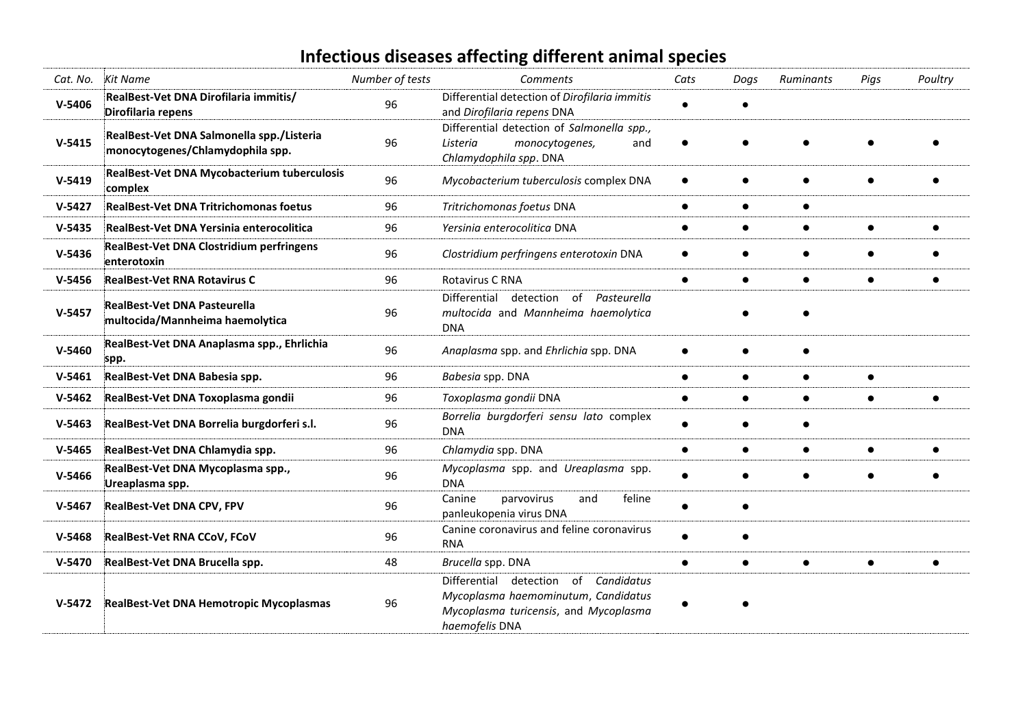# Infectious diseases affecting different animal species

| Cat. No. | Kit Name | Number of tests | Comments | Cats | Dogs | Ruminants | Pigs | Poultry |
|---|---|---|---|---|---|---|---|---|
| **V-5406** | **RealBest-Vet DNA Dirofilaria immitis/ Dirofilaria repens** | 96 | Differential detection of *Dirofilaria immitis* and *Dirofilaria repens* DNA | ● | ● | | | |
| **V-5415** | **RealBest-Vet DNA Salmonella spp./Listeria monocytogenes/Chlamydophila spp.** | 96 | Differential detection of *Salmonella spp.*, *Listeria monocytogenes,* and *Chlamydophila spp*. DNA | ● | ● | ● | ● | ● |
| **V-5419** | **RealBest-Vet DNA Mycobacterium tuberculosis complex** | 96 | *Mycobacterium tuberculosis* complex DNA | ● | ● | ● | ● | ● |
| **V-5427** | **RealBest-Vet DNA Tritrichomonas foetus** | 96 | *Tritrichomonas foetus* DNA | ● | ● | ● | | |
| **V-5435** | **RealBest-Vet DNA Yersinia enterocolitica** | 96 | *Yersinia enterocolitica* DNA | ● | ● | ● | ● | ● |
| **V-5436** | **RealBest-Vet DNA Clostridium perfringens enterotoxin** | 96 | *Clostridium perfringens enterotoxin* DNA | ● | ● | ● | ● | ● |
| **V-5456** | **RealBest-Vet RNA Rotavirus C** | 96 | Rotavirus C RNA | ● | ● | ● | ● | ● |
| **V-5457** | **RealBest-Vet DNA Pasteurella multocida/Mannheima haemolytica** | 96 | Differential detection of *Pasteurella multocida* and *Mannheima haemolytica* DNA | | ● | ● | | |
| **V-5460** | **RealBest-Vet DNA Anaplasma spp., Ehrlichia spp.** | 96 | *Anaplasma* spp. and *Ehrlichia* spp. DNA | ● | ● | ● | | |
| **V-5461** | **RealBest-Vet DNA Babesia spp.** | 96 | *Babesia* spp. DNA | ● | ● | ● | ● | |
| **V-5462** | **RealBest-Vet DNA Toxoplasma gondii** | 96 | *Toxoplasma gondii* DNA | ● | ● | ● | ● | ● |
| **V-5463** | **RealBest-Vet DNA Borrelia burgdorferi s.l.** | 96 | *Borrelia burgdorferi sensu lato* complex DNA | ● | ● | ● | | |
| **V-5465** | **RealBest-Vet DNA Chlamydia spp.** | 96 | *Chlamydia* spp. DNA | ● | ● | ● | ● | ● |
| **V-5466** | **RealBest-Vet DNA Mycoplasma spp., Ureaplasma spp.** | 96 | *Mycoplasma* spp. and *Ureaplasma* spp. DNA | ● | ● | ● | ● | ● |
| **V-5467** | **RealBest-Vet DNA CPV, FPV** | 96 | Canine parvovirus and feline panleukopenia virus DNA | ● | ● | | | |
| **V-5468** | **RealBest-Vet RNA CCoV, FCoV** | 96 | Canine coronavirus and feline coronavirus RNA | ● | ● | | | |
| **V-5470** | **RealBest-Vet DNA Brucella spp.** | 48 | *Brucella* spp. DNA | ● | ● | ● | ● | ● |
| **V-5472** | **RealBest-Vet DNA Hemotropic Mycoplasmas** | 96 | Differential detection of *Candidatus Mycoplasma haemominutum*, *Candidatus Mycoplasma turicensis*, and *Mycoplasma haemofelis* DNA | ● | ● | | | |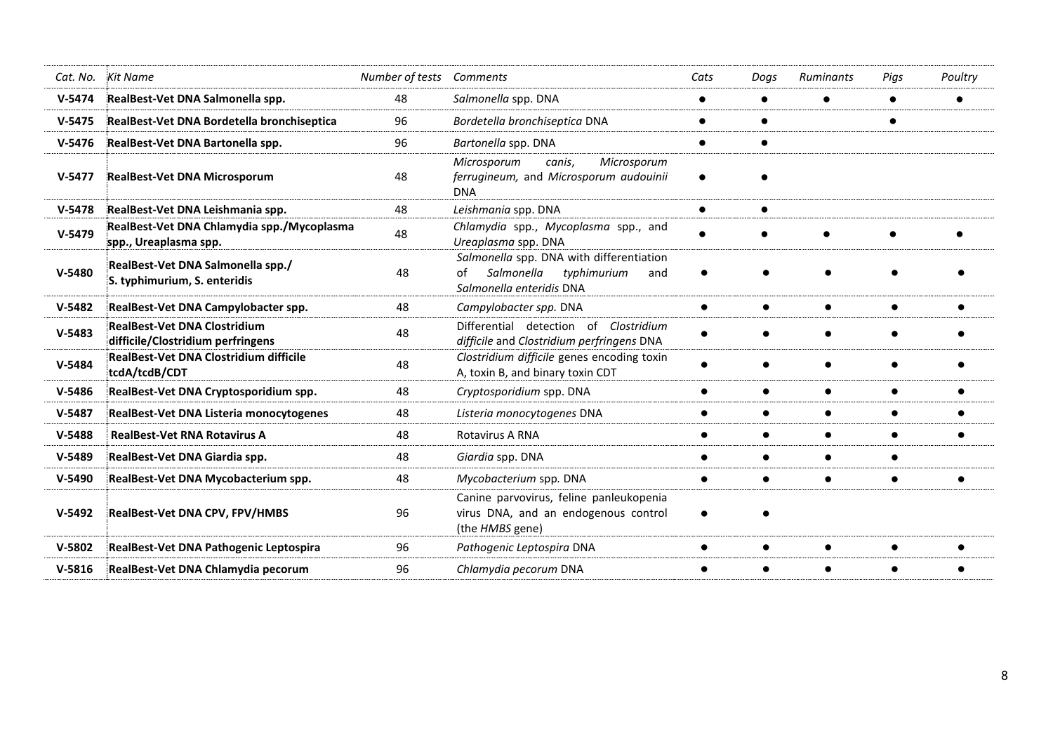| *Cat. No.* | *Kit Name* | *Number of tests* | *Comments* | *Cats* | *Dogs* | *Ruminants* | *Pigs* | *Poultry* |
|---|---|---|---|---|---|---|---|---|
| **V-5474** | **RealBest-Vet DNA Salmonella spp.** | 48 | *Salmonella* spp. DNA | ● | ● | ● | ● | ● |
| **V-5475** | **RealBest-Vet DNA Bordetella bronchiseptica** | 96 | *Bordetella bronchiseptica* DNA | ● | ● | | ● | |
| **V-5476** | **RealBest-Vet DNA Bartonella spp.** | 96 | *Bartonella* spp. DNA | ● | ● | | | |
| **V-5477** | **RealBest-Vet DNA Microsporum** | 48 | *Microsporum canis*, *Microsporum ferrugineum*, and *Microsporum audouinii* DNA | ● | ● | | | |
| **V-5478** | **RealBest-Vet DNA Leishmania spp.** | 48 | *Leishmania* spp. DNA | ● | ● | | | |
| **V-5479** | **RealBest-Vet DNA Chlamydia spp./Mycoplasma spp., Ureaplasma spp.** | 48 | *Chlamydia* spp., *Mycoplasma* spp., and *Ureaplasma* spp. DNA | ● | ● | ● | ● | ● |
| **V-5480** | **RealBest-Vet DNA Salmonella spp./ S. typhimurium, S. enteridis** | 48 | *Salmonella* spp. DNA with differentiation of *Salmonella typhimurium* and *Salmonella enteridis* DNA | ● | ● | ● | ● | ● |
| **V-5482** | **RealBest-Vet DNA Campylobacter spp.** | 48 | *Campylobacter spp.* DNA | ● | ● | ● | ● | ● |
| **V-5483** | **RealBest-Vet DNA Clostridium difficile/Clostridium perfringens** | 48 | Differential detection of *Clostridium difficile* and *Clostridium perfringens* DNA | ● | ● | ● | ● | ● |
| **V-5484** | **RealBest-Vet DNA Clostridium difficile tcdA/tcdB/CDT** | 48 | *Clostridium difficile* genes encoding toxin A, toxin B, and binary toxin CDT | ● | ● | ● | ● | ● |
| **V-5486** | **RealBest-Vet DNA Cryptosporidium spp.** | 48 | *Cryptosporidium* spp. DNA | ● | ● | ● | ● | ● |
| **V-5487** | **RealBest-Vet DNA Listeria monocytogenes** | 48 | *Listeria monocytogenes* DNA | ● | ● | ● | ● | ● |
| **V-5488** | **RealBest-Vet RNA Rotavirus A** | 48 | Rotavirus A RNA | ● | ● | ● | ● | ● |
| **V-5489** | **RealBest-Vet DNA Giardia spp.** | 48 | *Giardia* spp. DNA | ● | ● | ● | ● | |
| **V-5490** | **RealBest-Vet DNA Mycobacterium spp.** | 48 | *Mycobacterium* spp. DNA | ● | ● | ● | ● | ● |
| **V-5492** | **RealBest-Vet DNA CPV, FPV/HMBS** | 96 | Canine parvovirus, feline panleukopenia virus DNA, and an endogenous control (the *HMBS* gene) | ● | ● | | | |
| **V-5802** | **RealBest-Vet DNA Pathogenic Leptospira** | 96 | *Pathogenic Leptospira* DNA | ● | ● | ● | ● | ● |
| **V-5816** | **RealBest-Vet DNA Chlamydia pecorum** | 96 | *Chlamydia pecorum* DNA | ● | ● | ● | ● | ● |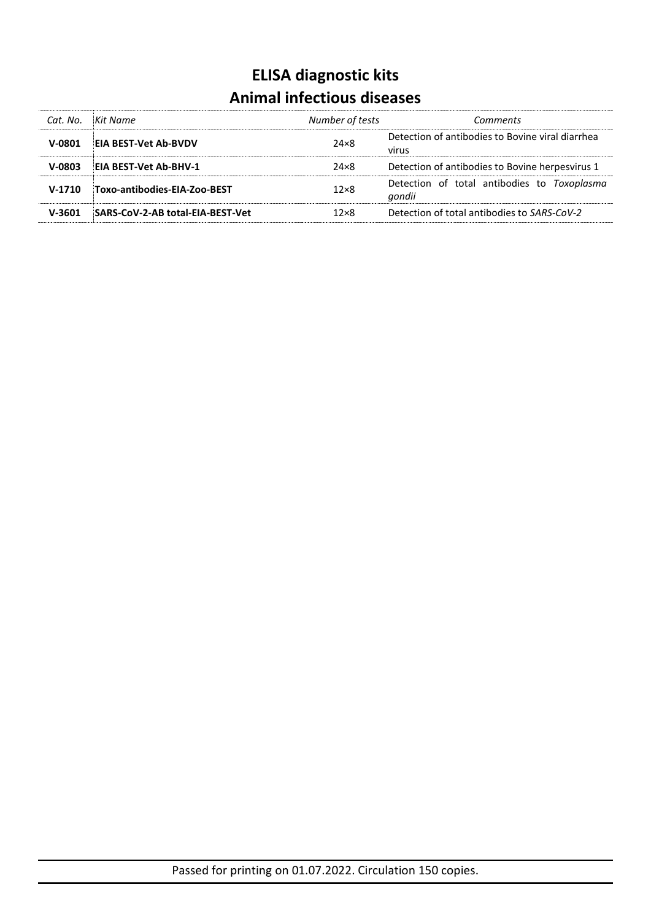# ELISA diagnostic kits

## Animal infectious diseases

| *Cat. No.* | *Kit Name* | *Number of tests* | *Comments* |
|---|---|---|---|
| **V-0801** | **EIA BEST-Vet Ab-BVDV** | 24×8 | Detection of antibodies to Bovine viral diarrhea virus |
| **V-0803** | **EIA BEST-Vet Ab-BHV-1** | 24×8 | Detection of antibodies to Bovine herpesvirus 1 |
| **V-1710** | **Toxo-antibodies-EIA-Zoo-BEST** | 12×8 | Detection of total antibodies to *Toxoplasma gondii* |
| **V-3601** | **SARS-CoV-2-AB total-EIA-BEST-Vet** | 12×8 | Detection of total antibodies to *SARS-CoV-2* |

Passed for printing on 01.07.2022. Circulation 150 copies.